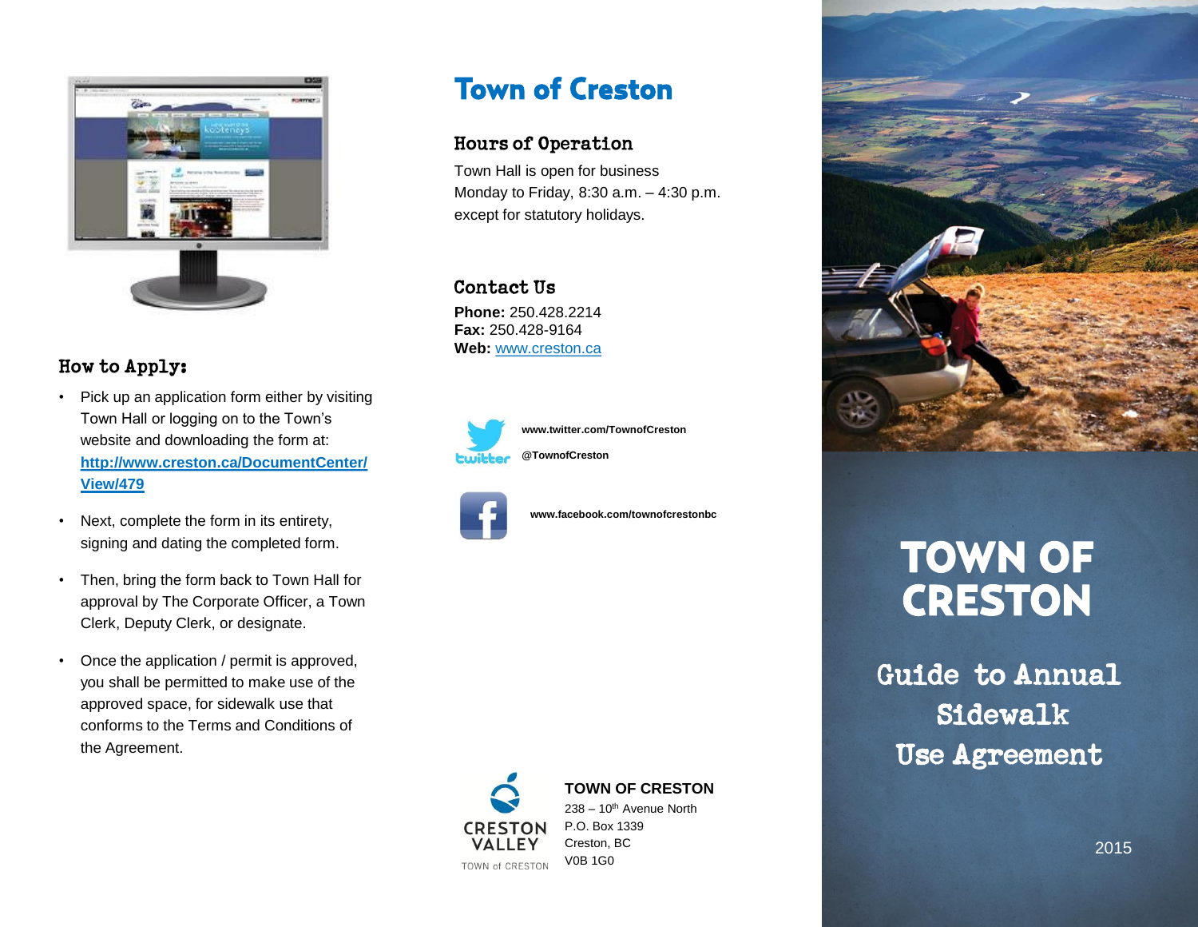## How to Apply:

- Pick up an application form either by visiting Town Hall or logging on to the Town's website and downloading the form at: **[http://www.creston.ca/DocumentCenter/View/479](http://www.creston.ca/DocumentCenter/View/479)**
- Next, complete the form in its entirety, signing and dating the completed form.
- Then, bring the form back to Town Hall for approval by The Corporate Officer, a Town Clerk, Deputy Clerk, or designate.
- Once the application / permit is approved, you shall be permitted to make use of the approved space, for sidewalk use that conforms to the Terms and Conditions of the Agreement.

# Town of Creston

### Hours of Operation

Town Hall is open for business Monday to Friday, 8:30 a.m. – 4:30 p.m. except for statutory holidays.

### Contact Us

**Phone:** 250.428.2214
**Fax:** 250.428-9164
**Web:** [www.creston.ca](http://www.creston.ca)

**www.twitter.com/TownofCreston**

**@TownofCreston**

**www.facebook.com/townofcrestonbc**

CRESTON VALLEY
TOWN of CRESTON

**TOWN OF CRESTON**
238 – 10th Avenue North
P.O. Box 1339
Creston, BC
V0B 1G0

# TOWN OF CRESTON

## Guide to Annual Sidewalk Use Agreement

2015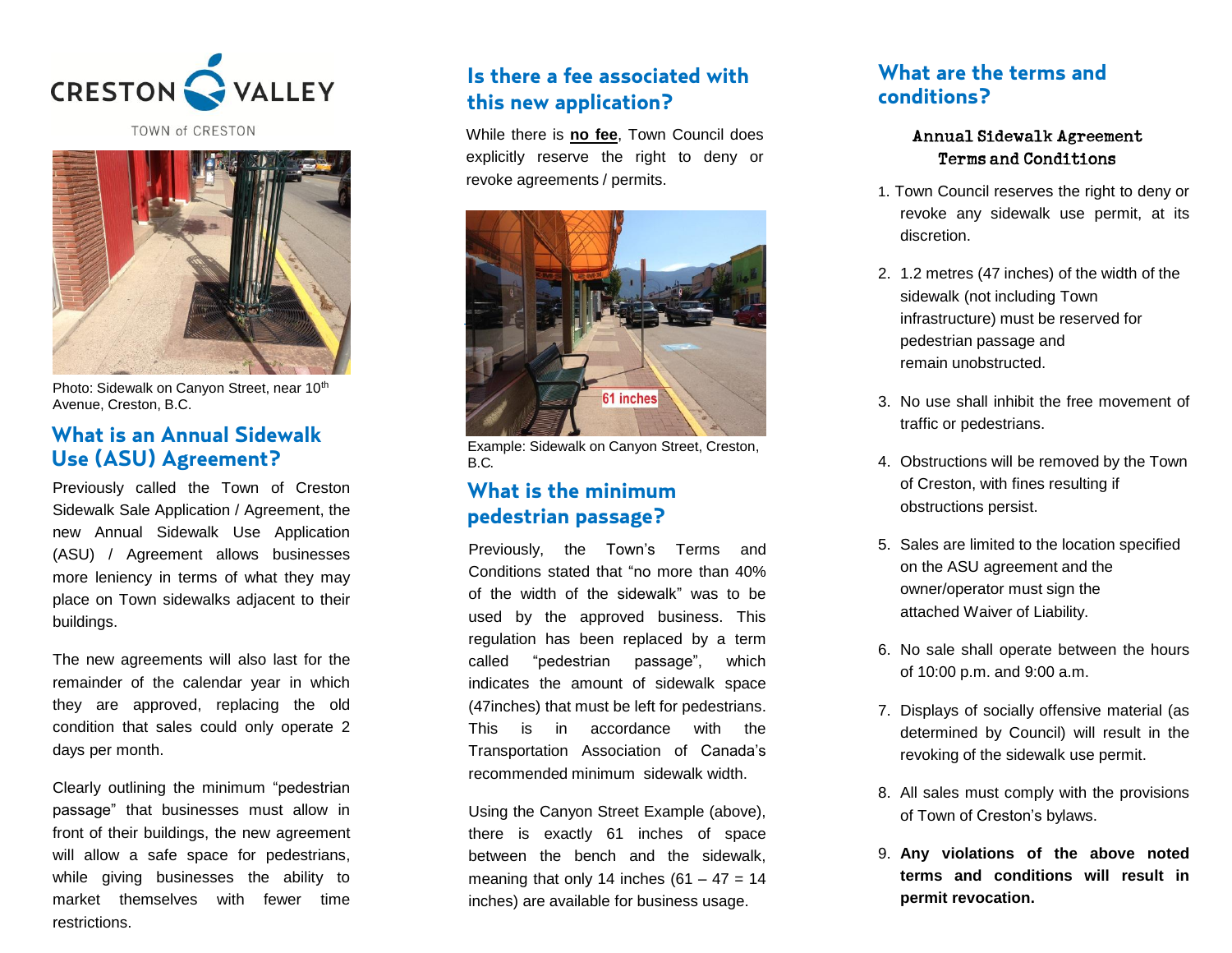CRESTON VALLEY

TOWN of CRESTON

Photo: Sidewalk on Canyon Street, near 10th Avenue, Creston, B.C.

## What is an Annual Sidewalk Use (ASU) Agreement?

Previously called the Town of Creston Sidewalk Sale Application / Agreement, the new Annual Sidewalk Use Application (ASU) / Agreement allows businesses more leniency in terms of what they may place on Town sidewalks adjacent to their buildings.

The new agreements will also last for the remainder of the calendar year in which they are approved, replacing the old condition that sales could only operate 2 days per month.

Clearly outlining the minimum "pedestrian passage" that businesses must allow in front of their buildings, the new agreement will allow a safe space for pedestrians, while giving businesses the ability to market themselves with fewer time restrictions.

## Is there a fee associated with this new application?

While there is **no fee**, Town Council does explicitly reserve the right to deny or revoke agreements / permits.

61 inches

Example: Sidewalk on Canyon Street, Creston, B.C.

## What is the minimum pedestrian passage?

Previously, the Town's Terms and Conditions stated that "no more than 40% of the width of the sidewalk" was to be used by the approved business. This regulation has been replaced by a term called "pedestrian passage", which indicates the amount of sidewalk space (47inches) that must be left for pedestrians. This is in accordance with the Transportation Association of Canada's recommended minimum sidewalk width.

Using the Canyon Street Example (above), there is exactly 61 inches of space between the bench and the sidewalk, meaning that only 14 inches (61 – 47 = 14 inches) are available for business usage.

## What are the terms and conditions?

### Annual Sidewalk Agreement Terms and Conditions

1. Town Council reserves the right to deny or revoke any sidewalk use permit, at its discretion.
2. 1.2 metres (47 inches) of the width of the sidewalk (not including Town infrastructure) must be reserved for pedestrian passage and remain unobstructed.
3. No use shall inhibit the free movement of traffic or pedestrians.
4. Obstructions will be removed by the Town of Creston, with fines resulting if obstructions persist.
5. Sales are limited to the location specified on the ASU agreement and the owner/operator must sign the attached Waiver of Liability.
6. No sale shall operate between the hours of 10:00 p.m. and 9:00 a.m.
7. Displays of socially offensive material (as determined by Council) will result in the revoking of the sidewalk use permit.
8. All sales must comply with the provisions of Town of Creston's bylaws.
9. **Any violations of the above noted terms and conditions will result in permit revocation.**